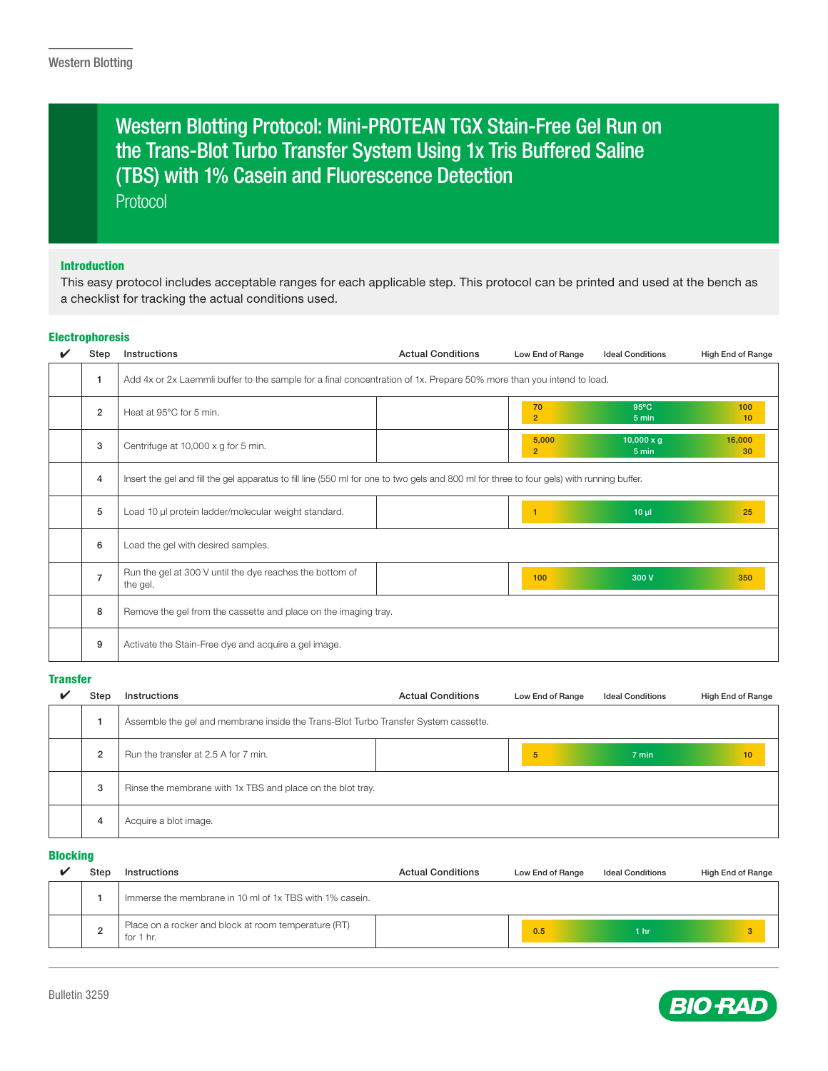# Western Blotting Protocol: Mini-PROTEAN TGX Stain-Free Gel Run on the Trans-Blot Turbo Transfer System Using 1x Tris Buffered Saline (TBS) with 1% Casein and Fluorescence Detection

Protocol

## Introduction

This easy protocol includes acceptable ranges for each applicable step. This protocol can be printed and used at the bench as a checklist for tracking the actual conditions used.

## Electrophoresis

| ✔ | Step | Instructions | Actual Conditions | Low End of Range | Ideal Conditions | High End of Range |
|---|---|---|---|---|---|---|
| | 1 | Add 4x or 2x Laemmli buffer to the sample for a final concentration of 1x. Prepare 50% more than you intend to load. | | | | |
| | 2 | Heat at 95°C for 5 min. | | 70<br>2 | 95°C<br>5 min | 100<br>10 |
| | 3 | Centrifuge at 10,000 x g for 5 min. | | 5,000<br>2 | 10,000 x g<br>5 min | 16,000<br>30 |
| | 4 | Insert the gel and fill the gel apparatus to fill line (550 ml for one to two gels and 800 ml for three to four gels) with running buffer. | | | | |
| | 5 | Load 10 µl protein ladder/molecular weight standard. | | 1 | 10 µl | 25 |
| | 6 | Load the gel with desired samples. | | | | |
| | 7 | Run the gel at 300 V until the dye reaches the bottom of the gel. | | 100 | 300 V | 350 |
| | 8 | Remove the gel from the cassette and place on the imaging tray. | | | | |
| | 9 | Activate the Stain-Free dye and acquire a gel image. | | | | |

## Transfer

| ✔ | Step | Instructions | Actual Conditions | Low End of Range | Ideal Conditions | High End of Range |
|---|---|---|---|---|---|---|
| | 1 | Assemble the gel and membrane inside the Trans-Blot Turbo Transfer System cassette. | | | | |
| | 2 | Run the transfer at 2.5 A for 7 min. | | 5 | 7 min | 10 |
| | 3 | Rinse the membrane with 1x TBS and place on the blot tray. | | | | |
| | 4 | Acquire a blot image. | | | | |

## Blocking

| ✔ | Step | Instructions | Actual Conditions | Low End of Range | Ideal Conditions | High End of Range |
|---|---|---|---|---|---|---|
| | 1 | Immerse the membrane in 10 ml of 1x TBS with 1% casein. | | | | |
| | 2 | Place on a rocker and block at room temperature (RT) for 1 hr. | | 0.5 | 1 hr | 3 |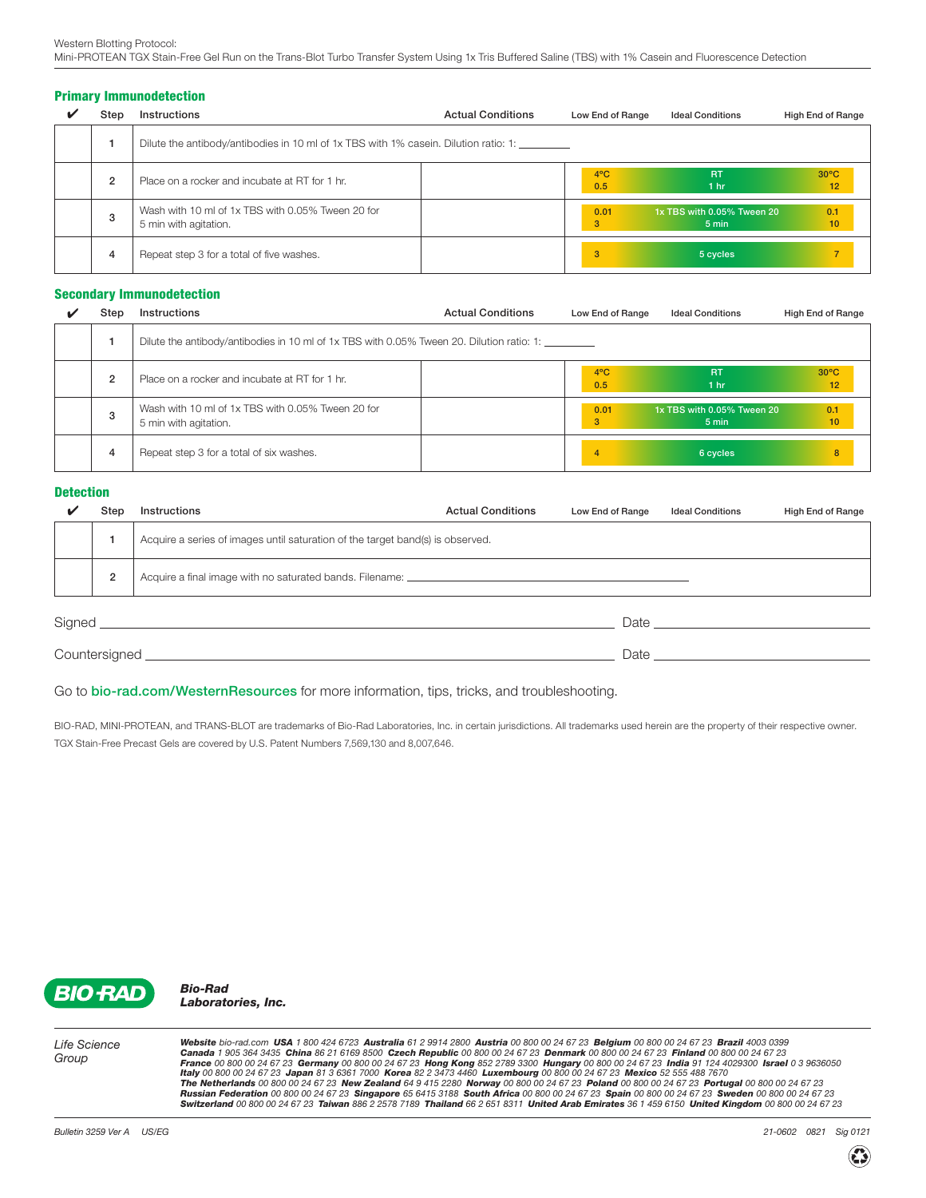Western Blotting Protocol:
Mini-PROTEAN TGX Stain-Free Gel Run on the Trans-Blot Turbo Transfer System Using 1x Tris Buffered Saline (TBS) with 1% Casein and Fluorescence Detection

## Primary Immunodetection

| ✔ | Step | Instructions | Actual Conditions | Low End of Range | Ideal Conditions | High End of Range |
|---|---|---|---|---|---|---|
| | 1 | Dilute the antibody/antibodies in 10 ml of 1x TBS with 1% casein. Dilution ratio: 1: ________ | | | | |
| | 2 | Place on a rocker and incubate at RT for 1 hr. | | 4°C 0.5 | RT 1 hr | 30°C 12 |
| | 3 | Wash with 10 ml of 1x TBS with 0.05% Tween 20 for 5 min with agitation. | | 0.01 3 | 1x TBS with 0.05% Tween 20 5 min | 0.1 10 |
| | 4 | Repeat step 3 for a total of five washes. | | 3 | 5 cycles | 7 |

## Secondary Immunodetection

| ✔ | Step | Instructions | Actual Conditions | Low End of Range | Ideal Conditions | High End of Range |
|---|---|---|---|---|---|---|
| | 1 | Dilute the antibody/antibodies in 10 ml of 1x TBS with 0.05% Tween 20. Dilution ratio: 1: ________ | | | | |
| | 2 | Place on a rocker and incubate at RT for 1 hr. | | 4°C 0.5 | RT 1 hr | 30°C 12 |
| | 3 | Wash with 10 ml of 1x TBS with 0.05% Tween 20 for 5 min with agitation. | | 0.01 3 | 1x TBS with 0.05% Tween 20 5 min | 0.1 10 |
| | 4 | Repeat step 3 for a total of six washes. | | 4 | 6 cycles | 8 |

## Detection

| ✔ | Step | Instructions | Actual Conditions | Low End of Range | Ideal Conditions | High End of Range |
|---|---|---|---|---|---|---|
| | 1 | Acquire a series of images until saturation of the target band(s) is observed. | | | | |
| | 2 | Acquire a final image with no saturated bands. Filename: ________________________________ | | | | |

Signed ________________________________ Date ________________

Countersigned ________________________________ Date ________________

Go to bio-rad.com/WesternResources for more information, tips, tricks, and troubleshooting.

BIO-RAD, MINI-PROTEAN, and TRANS-BLOT are trademarks of Bio-Rad Laboratories, Inc. in certain jurisdictions. All trademarks used herein are the property of their respective owner. TGX Stain-Free Precast Gels are covered by U.S. Patent Numbers 7,569,130 and 8,007,646.

BIO-RAD

***Bio-Rad Laboratories, Inc.***

*Life Science Group*

***Website*** *bio-rad.com* ***USA*** *1 800 424 6723* ***Australia*** *61 2 9914 2800* ***Austria*** *00 800 00 24 67 23* ***Belgium*** *00 800 00 24 67 23* ***Brazil*** *4003 0399* ***Canada*** *1 905 364 3435* ***China*** *86 21 6169 8500* ***Czech Republic*** *00 800 00 24 67 23* ***Denmark*** *00 800 00 24 67 23* ***Finland*** *00 800 00 24 67 23* ***France*** *00 800 00 24 67 23* ***Germany*** *00 800 00 24 67 23* ***Hong Kong*** *852 2789 3300* ***Hungary*** *00 800 00 24 67 23* ***India*** *91 124 4029300* ***Israel*** *0 3 9636050* ***Italy*** *00 800 00 24 67 23* ***Japan*** *81 3 6361 7000* ***Korea*** *82 2 3473 4460* ***Luxembourg*** *00 800 00 24 67 23* ***Mexico*** *52 555 488 7670* ***The Netherlands*** *00 800 00 24 67 23* ***New Zealand*** *64 9 415 2280* ***Norway*** *00 800 00 24 67 23* ***Poland*** *00 800 00 24 67 23* ***Portugal*** *00 800 00 24 67 23* ***Russian Federation*** *00 800 00 24 67 23* ***Singapore*** *65 6415 3188* ***South Africa*** *00 800 00 24 67 23* ***Spain*** *00 800 00 24 67 23* ***Sweden*** *00 800 00 24 67 23* ***Switzerland*** *00 800 00 24 67 23* ***Taiwan*** *886 2 2578 7189* ***Thailand*** *66 2 651 8311* ***United Arab Emirates*** *36 1 459 6150* ***United Kingdom*** *00 800 00 24 67 23*

*Bulletin 3259 Ver A US/EG* *21-0602 0821 Sig 0121*